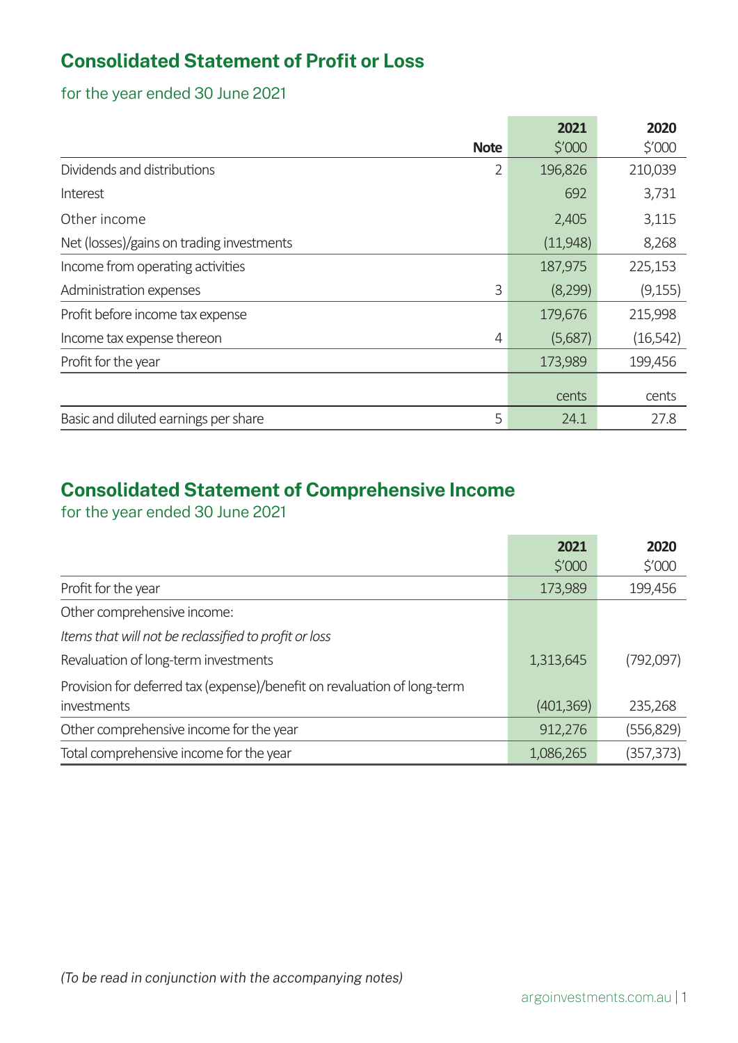## Consolidated Statement of Profit or Loss

for the year ended 30 June 2021

| | Note | 2021 $'000 | 2020 $'000 |
|---|---|---|---|
| Dividends and distributions | 2 | 196,826 | 210,039 |
| Interest | | 692 | 3,731 |
| Other income | | 2,405 | 3,115 |
| Net (losses)/gains on trading investments | | (11,948) | 8,268 |
| Income from operating activities | | 187,975 | 225,153 |
| Administration expenses | 3 | (8,299) | (9,155) |
| Profit before income tax expense | | 179,676 | 215,998 |
| Income tax expense thereon | 4 | (5,687) | (16,542) |
| Profit for the year | | 173,989 | 199,456 |
| | | cents | cents |
| Basic and diluted earnings per share | 5 | 24.1 | 27.8 |

## Consolidated Statement of Comprehensive Income

for the year ended 30 June 2021

| | 2021 $'000 | 2020 $'000 |
|---|---|---|
| Profit for the year | 173,989 | 199,456 |
| Other comprehensive income: | | |
| *Items that will not be reclassified to profit or loss* | | |
| Revaluation of long-term investments | 1,313,645 | (792,097) |
| Provision for deferred tax (expense)/benefit on revaluation of long-term investments | (401,369) | 235,268 |
| Other comprehensive income for the year | 912,276 | (556,829) |
| Total comprehensive income for the year | 1,086,265 | (357,373) |

*(To be read in conjunction with the accompanying notes)*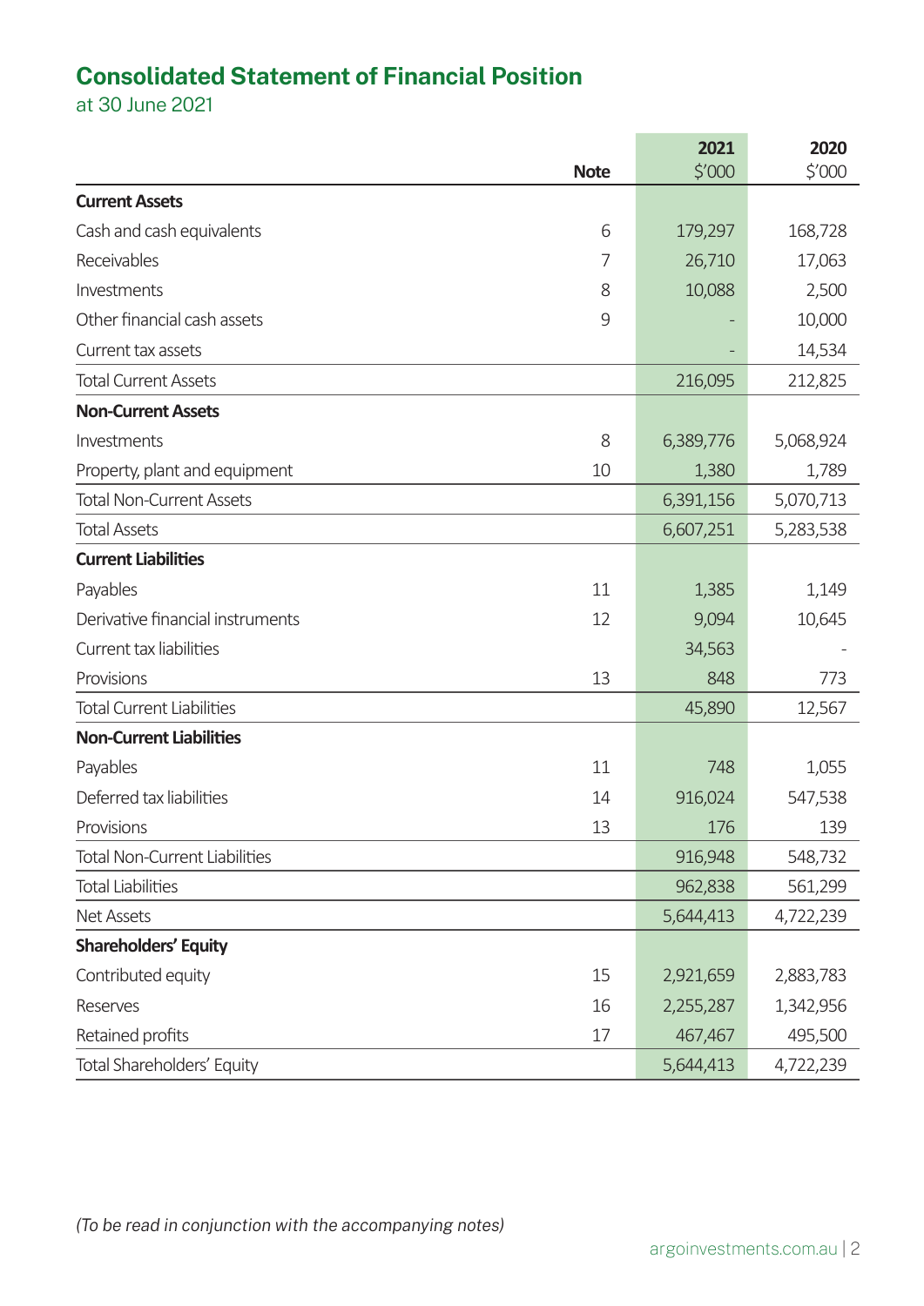# Consolidated Statement of Financial Position

at 30 June 2021

| | Note | 2021<br>$'000 | 2020<br>$'000 |
|---|---|---|---|
| **Current Assets** | | | |
| Cash and cash equivalents | 6 | 179,297 | 168,728 |
| Receivables | 7 | 26,710 | 17,063 |
| Investments | 8 | 10,088 | 2,500 |
| Other financial cash assets | 9 | - | 10,000 |
| Current tax assets | | - | 14,534 |
| Total Current Assets | | 216,095 | 212,825 |
| **Non-Current Assets** | | | |
| Investments | 8 | 6,389,776 | 5,068,924 |
| Property, plant and equipment | 10 | 1,380 | 1,789 |
| Total Non-Current Assets | | 6,391,156 | 5,070,713 |
| Total Assets | | 6,607,251 | 5,283,538 |
| **Current Liabilities** | | | |
| Payables | 11 | 1,385 | 1,149 |
| Derivative financial instruments | 12 | 9,094 | 10,645 |
| Current tax liabilities | | 34,563 | - |
| Provisions | 13 | 848 | 773 |
| Total Current Liabilities | | 45,890 | 12,567 |
| **Non-Current Liabilities** | | | |
| Payables | 11 | 748 | 1,055 |
| Deferred tax liabilities | 14 | 916,024 | 547,538 |
| Provisions | 13 | 176 | 139 |
| Total Non-Current Liabilities | | 916,948 | 548,732 |
| Total Liabilities | | 962,838 | 561,299 |
| Net Assets | | 5,644,413 | 4,722,239 |
| **Shareholders' Equity** | | | |
| Contributed equity | 15 | 2,921,659 | 2,883,783 |
| Reserves | 16 | 2,255,287 | 1,342,956 |
| Retained profits | 17 | 467,467 | 495,500 |
| Total Shareholders' Equity | | 5,644,413 | 4,722,239 |

*(To be read in conjunction with the accompanying notes)*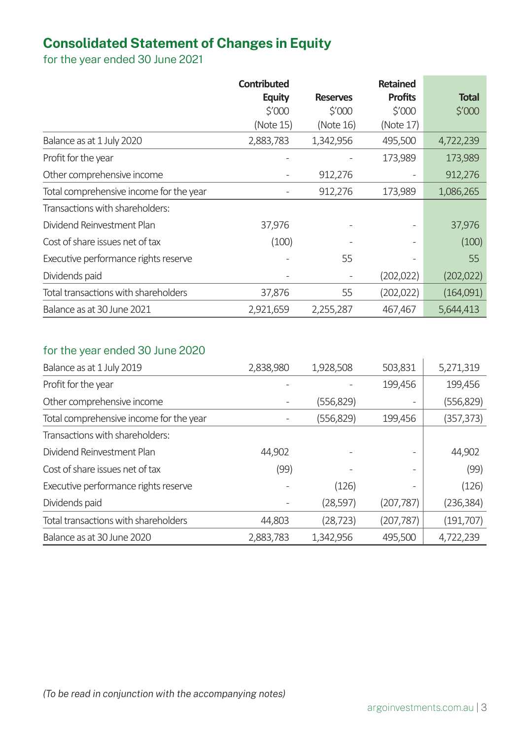# Consolidated Statement of Changes in Equity

for the year ended 30 June 2021

| | Contributed Equity $'000 (Note 15) | Reserves $'000 (Note 16) | Retained Profits $'000 (Note 17) | Total $'000 |
|---|---|---|---|---|
| Balance as at 1 July 2020 | 2,883,783 | 1,342,956 | 495,500 | 4,722,239 |
| Profit for the year | - | - | 173,989 | 173,989 |
| Other comprehensive income | - | 912,276 | - | 912,276 |
| Total comprehensive income for the year | - | 912,276 | 173,989 | 1,086,265 |
| Transactions with shareholders: | | | | |
| Dividend Reinvestment Plan | 37,976 | - | - | 37,976 |
| Cost of share issues net of tax | (100) | - | - | (100) |
| Executive performance rights reserve | - | 55 | - | 55 |
| Dividends paid | - | - | (202,022) | (202,022) |
| Total transactions with shareholders | 37,876 | 55 | (202,022) | (164,091) |
| Balance as at 30 June 2021 | 2,921,659 | 2,255,287 | 467,467 | 5,644,413 |

for the year ended 30 June 2020

| | Contributed Equity $'000 (Note 15) | Reserves $'000 (Note 16) | Retained Profits $'000 (Note 17) | Total $'000 |
|---|---|---|---|---|
| Balance as at 1 July 2019 | 2,838,980 | 1,928,508 | 503,831 | 5,271,319 |
| Profit for the year | - | - | 199,456 | 199,456 |
| Other comprehensive income | - | (556,829) | - | (556,829) |
| Total comprehensive income for the year | - | (556,829) | 199,456 | (357,373) |
| Transactions with shareholders: | | | | |
| Dividend Reinvestment Plan | 44,902 | - | - | 44,902 |
| Cost of share issues net of tax | (99) | - | - | (99) |
| Executive performance rights reserve | - | (126) | - | (126) |
| Dividends paid | - | (28,597) | (207,787) | (236,384) |
| Total transactions with shareholders | 44,803 | (28,723) | (207,787) | (191,707) |
| Balance as at 30 June 2020 | 2,883,783 | 1,342,956 | 495,500 | 4,722,239 |

*(To be read in conjunction with the accompanying notes)*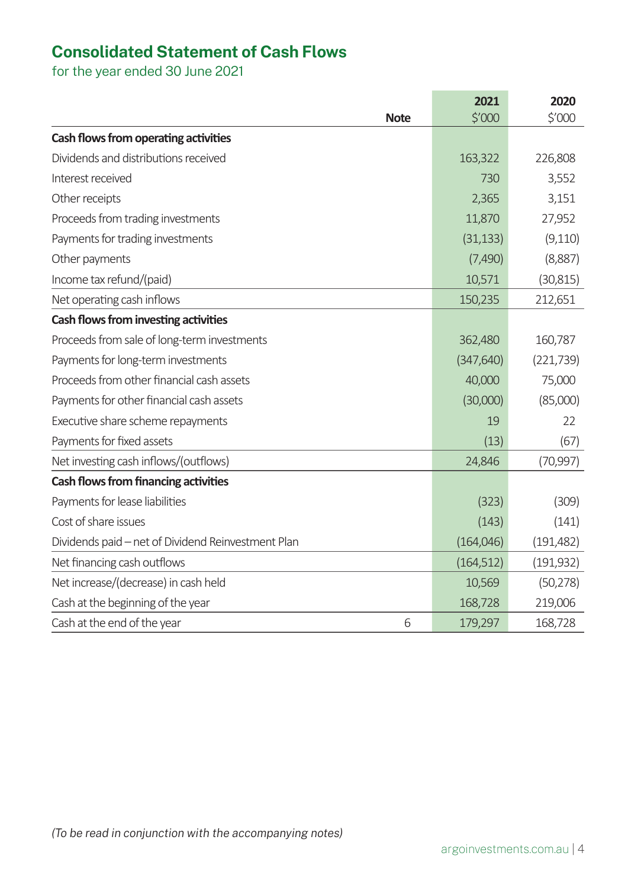# Consolidated Statement of Cash Flows

for the year ended 30 June 2021

| | Note | 2021<br>$'000 | 2020<br>$'000 |
|---|---|---|---|
| **Cash flows from operating activities** | | | |
| Dividends and distributions received | | 163,322 | 226,808 |
| Interest received | | 730 | 3,552 |
| Other receipts | | 2,365 | 3,151 |
| Proceeds from trading investments | | 11,870 | 27,952 |
| Payments for trading investments | | (31,133) | (9,110) |
| Other payments | | (7,490) | (8,887) |
| Income tax refund/(paid) | | 10,571 | (30,815) |
| Net operating cash inflows | | 150,235 | 212,651 |
| **Cash flows from investing activities** | | | |
| Proceeds from sale of long-term investments | | 362,480 | 160,787 |
| Payments for long-term investments | | (347,640) | (221,739) |
| Proceeds from other financial cash assets | | 40,000 | 75,000 |
| Payments for other financial cash assets | | (30,000) | (85,000) |
| Executive share scheme repayments | | 19 | 22 |
| Payments for fixed assets | | (13) | (67) |
| Net investing cash inflows/(outflows) | | 24,846 | (70,997) |
| **Cash flows from financing activities** | | | |
| Payments for lease liabilities | | (323) | (309) |
| Cost of share issues | | (143) | (141) |
| Dividends paid – net of Dividend Reinvestment Plan | | (164,046) | (191,482) |
| Net financing cash outflows | | (164,512) | (191,932) |
| Net increase/(decrease) in cash held | | 10,569 | (50,278) |
| Cash at the beginning of the year | | 168,728 | 219,006 |
| Cash at the end of the year | 6 | 179,297 | 168,728 |

*(To be read in conjunction with the accompanying notes)*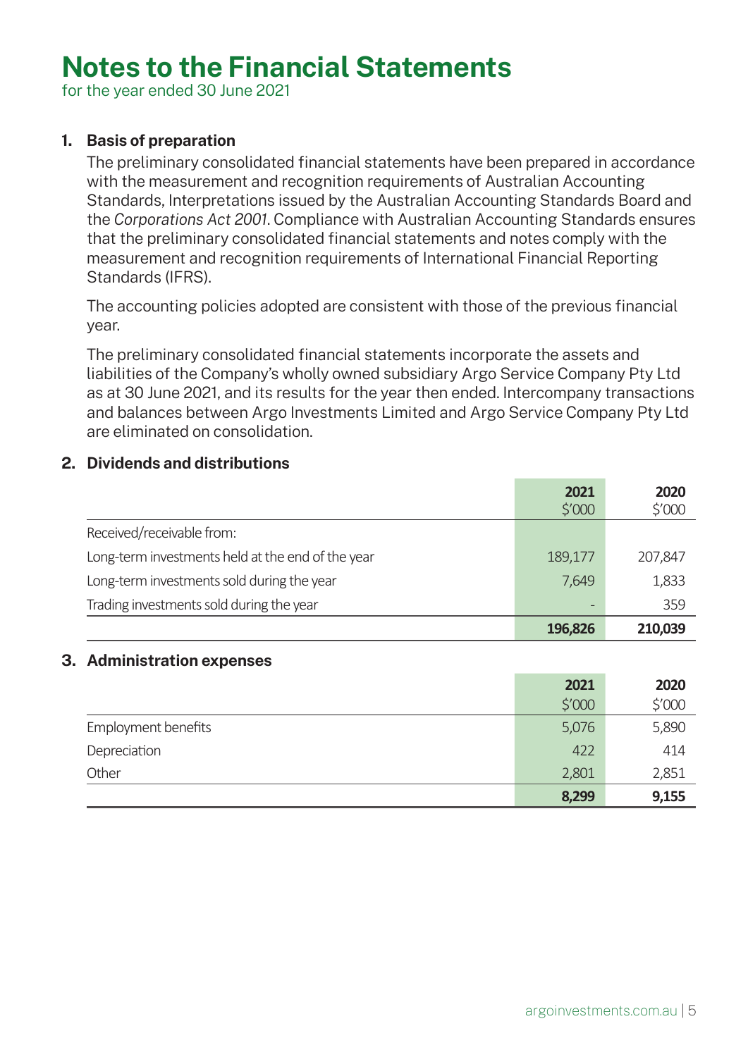# Notes to the Financial Statements

for the year ended 30 June 2021

## 1. Basis of preparation

The preliminary consolidated financial statements have been prepared in accordance with the measurement and recognition requirements of Australian Accounting Standards, Interpretations issued by the Australian Accounting Standards Board and the *Corporations Act 2001*. Compliance with Australian Accounting Standards ensures that the preliminary consolidated financial statements and notes comply with the measurement and recognition requirements of International Financial Reporting Standards (IFRS).

The accounting policies adopted are consistent with those of the previous financial year.

The preliminary consolidated financial statements incorporate the assets and liabilities of the Company's wholly owned subsidiary Argo Service Company Pty Ltd as at 30 June 2021, and its results for the year then ended. Intercompany transactions and balances between Argo Investments Limited and Argo Service Company Pty Ltd are eliminated on consolidation.

## 2. Dividends and distributions

| | 2021<br>$'000 | 2020<br>$'000 |
|---|---|---|
| Received/receivable from: | | |
| Long-term investments held at the end of the year | 189,177 | 207,847 |
| Long-term investments sold during the year | 7,649 | 1,833 |
| Trading investments sold during the year | - | 359 |
| | **196,826** | **210,039** |

## 3. Administration expenses

| | 2021<br>$'000 | 2020<br>$'000 |
|---|---|---|
| Employment benefits | 5,076 | 5,890 |
| Depreciation | 422 | 414 |
| Other | 2,801 | 2,851 |
| | **8,299** | **9,155** |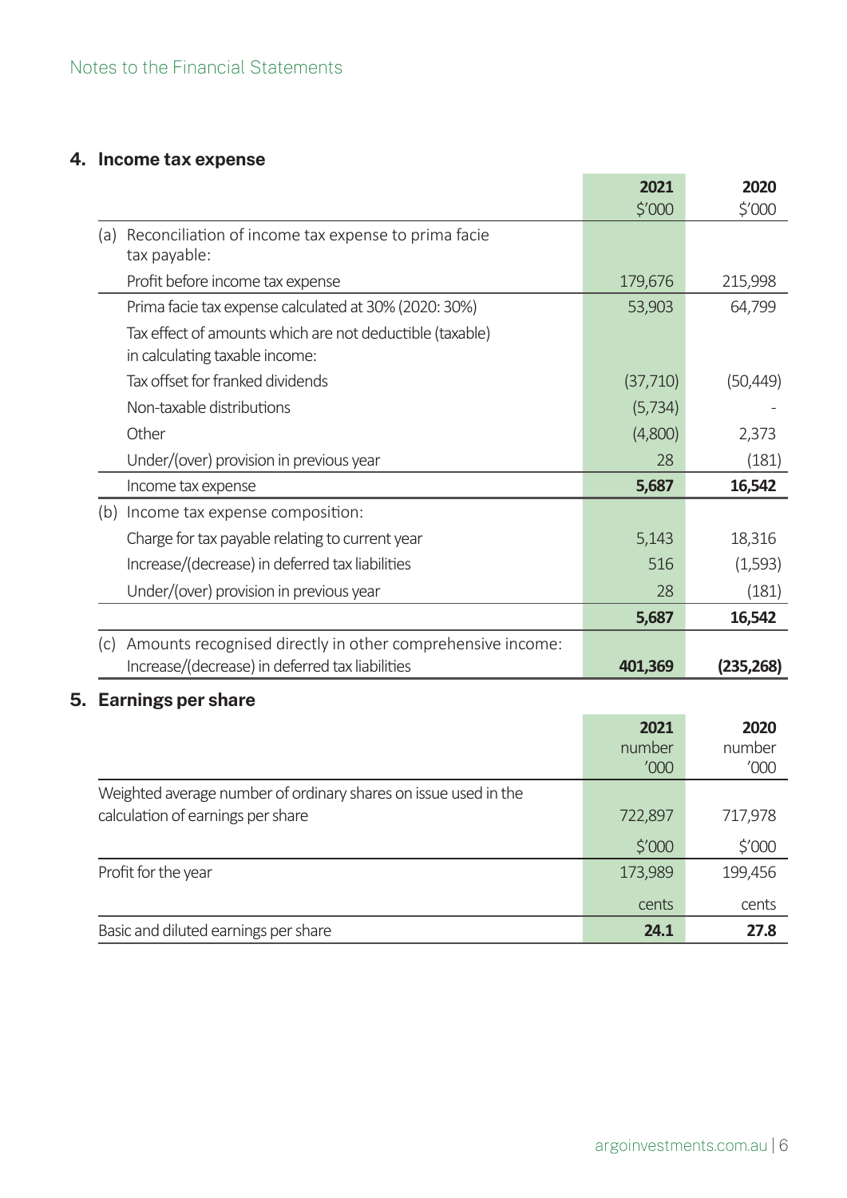Notes to the Financial Statements

## 4. Income tax expense

| | 2021 $'000 | 2020 $'000 |
|---|---|---|
| (a) Reconciliation of income tax expense to prima facie tax payable: | | |
| Profit before income tax expense | 179,676 | 215,998 |
| Prima facie tax expense calculated at 30% (2020: 30%) | 53,903 | 64,799 |
| Tax effect of amounts which are not deductible (taxable) in calculating taxable income: | | |
| Tax offset for franked dividends | (37,710) | (50,449) |
| Non-taxable distributions | (5,734) | - |
| Other | (4,800) | 2,373 |
| Under/(over) provision in previous year | 28 | (181) |
| Income tax expense | **5,687** | **16,542** |
| (b) Income tax expense composition: | | |
| Charge for tax payable relating to current year | 5,143 | 18,316 |
| Increase/(decrease) in deferred tax liabilities | 516 | (1,593) |
| Under/(over) provision in previous year | 28 | (181) |
| | **5,687** | **16,542** |
| (c) Amounts recognised directly in other comprehensive income: Increase/(decrease) in deferred tax liabilities | **401,369** | **(235,268)** |

## 5. Earnings per share

| | 2021 number '000 | 2020 number '000 |
|---|---|---|
| Weighted average number of ordinary shares on issue used in the calculation of earnings per share | 722,897 | 717,978 |
| | $'000 | $'000 |
| Profit for the year | 173,989 | 199,456 |
| | cents | cents |
| Basic and diluted earnings per share | **24.1** | **27.8** |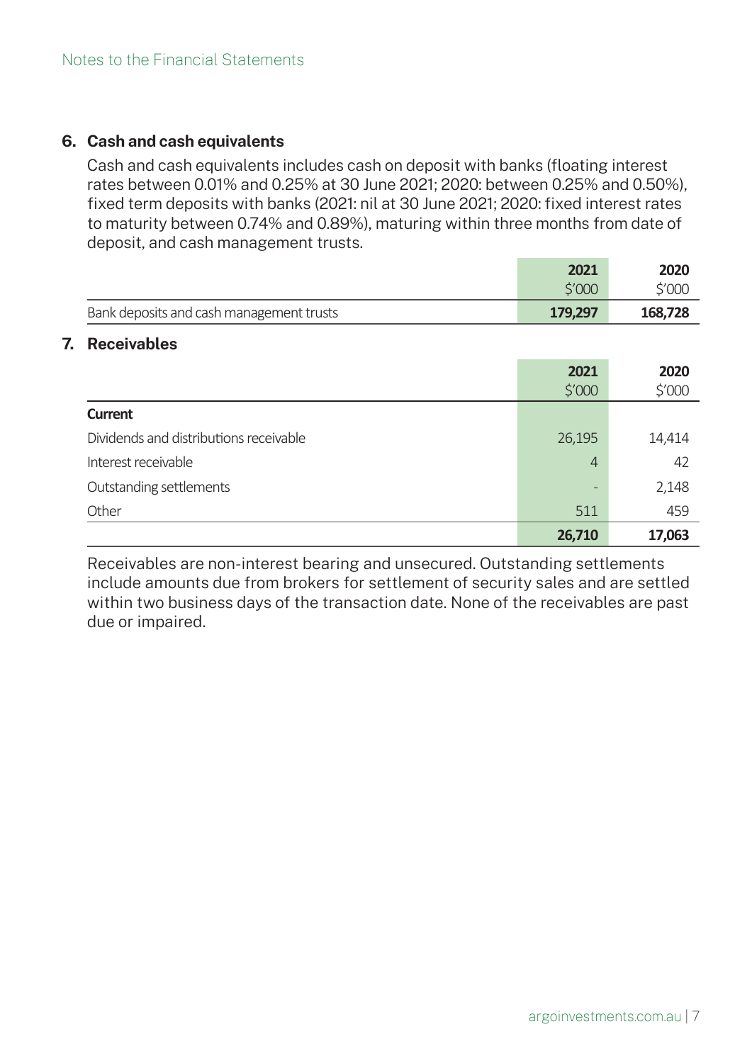## 6. Cash and cash equivalents

Cash and cash equivalents includes cash on deposit with banks (floating interest rates between 0.01% and 0.25% at 30 June 2021; 2020: between 0.25% and 0.50%), fixed term deposits with banks (2021: nil at 30 June 2021; 2020: fixed interest rates to maturity between 0.74% and 0.89%), maturing within three months from date of deposit, and cash management trusts.

| | 2021<br>$'000 | 2020<br>$'000 |
|---|---|---|
| Bank deposits and cash management trusts | **179,297** | **168,728** |

## 7. Receivables

| | 2021<br>$'000 | 2020<br>$'000 |
|---|---|---|
| **Current** | | |
| Dividends and distributions receivable | 26,195 | 14,414 |
| Interest receivable | 4 | 42 |
| Outstanding settlements | - | 2,148 |
| Other | 511 | 459 |
| | **26,710** | **17,063** |

Receivables are non-interest bearing and unsecured. Outstanding settlements include amounts due from brokers for settlement of security sales and are settled within two business days of the transaction date. None of the receivables are past due or impaired.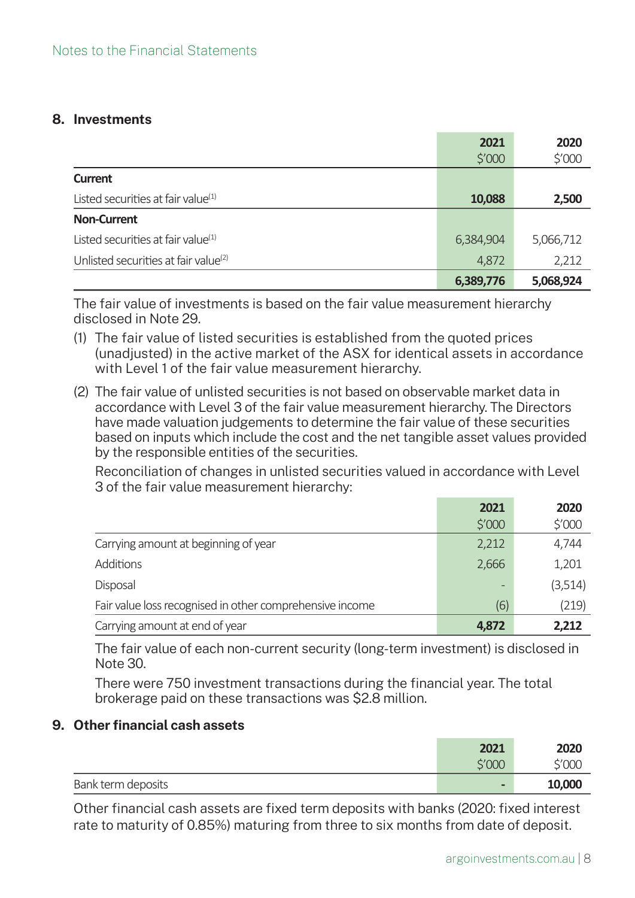## 8. Investments

| | 2021 $'000 | 2020 $'000 |
|---|---|---|
| **Current** | | |
| Listed securities at fair value[(1)] | **10,088** | **2,500** |
| **Non-Current** | | |
| Listed securities at fair value[(1)] | 6,384,904 | 5,066,712 |
| Unlisted securities at fair value[(2)] | 4,872 | 2,212 |
| | **6,389,776** | **5,068,924** |

The fair value of investments is based on the fair value measurement hierarchy disclosed in Note 29.

(1) The fair value of listed securities is established from the quoted prices (unadjusted) in the active market of the ASX for identical assets in accordance with Level 1 of the fair value measurement hierarchy.

(2) The fair value of unlisted securities is not based on observable market data in accordance with Level 3 of the fair value measurement hierarchy. The Directors have made valuation judgements to determine the fair value of these securities based on inputs which include the cost and the net tangible asset values provided by the responsible entities of the securities.

Reconciliation of changes in unlisted securities valued in accordance with Level 3 of the fair value measurement hierarchy:

| | 2021 $'000 | 2020 $'000 |
|---|---|---|
| Carrying amount at beginning of year | 2,212 | 4,744 |
| Additions | 2,666 | 1,201 |
| Disposal | - | (3,514) |
| Fair value loss recognised in other comprehensive income | (6) | (219) |
| Carrying amount at end of year | **4,872** | **2,212** |

The fair value of each non-current security (long-term investment) is disclosed in Note 30.

There were 750 investment transactions during the financial year. The total brokerage paid on these transactions was $2.8 million.

## 9. Other financial cash assets

| | 2021 $'000 | 2020 $'000 |
|---|---|---|
| Bank term deposits | - | **10,000** |

Other financial cash assets are fixed term deposits with banks (2020: fixed interest rate to maturity of 0.85%) maturing from three to six months from date of deposit.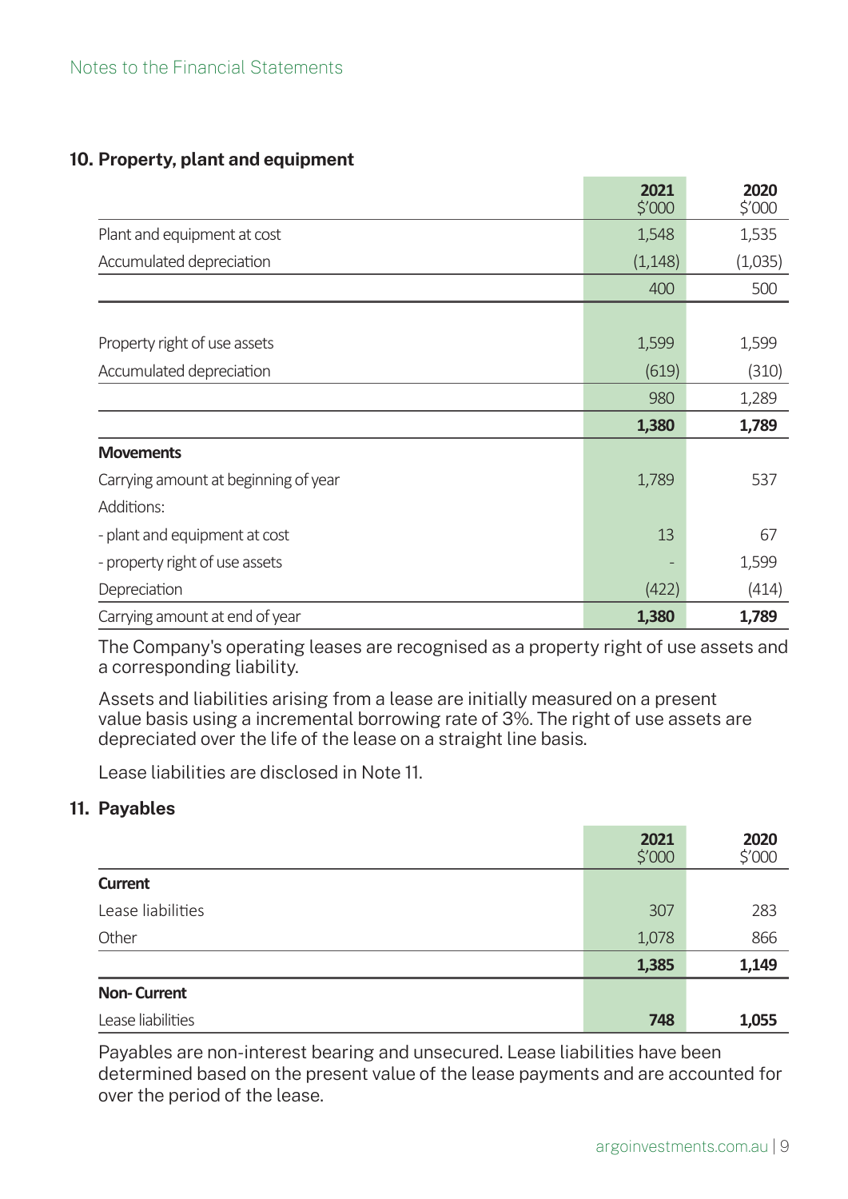## 10. Property, plant and equipment

| | 2021<br>$'000 | 2020<br>$'000 |
|---|---|---|
| Plant and equipment at cost | 1,548 | 1,535 |
| Accumulated depreciation | (1,148) | (1,035) |
| | 400 | 500 |
| | | |
| Property right of use assets | 1,599 | 1,599 |
| Accumulated depreciation | (619) | (310) |
| | 980 | 1,289 |
| | **1,380** | **1,789** |
| **Movements** | | |
| Carrying amount at beginning of year | 1,789 | 537 |
| Additions: | | |
| - plant and equipment at cost | 13 | 67 |
| - property right of use assets | - | 1,599 |
| Depreciation | (422) | (414) |
| Carrying amount at end of year | **1,380** | **1,789** |

The Company's operating leases are recognised as a property right of use assets and a corresponding liability.

Assets and liabilities arising from a lease are initially measured on a present value basis using a incremental borrowing rate of 3%. The right of use assets are depreciated over the life of the lease on a straight line basis.

Lease liabilities are disclosed in Note 11.

## 11. Payables

| | 2021<br>$'000 | 2020<br>$'000 |
|---|---|---|
| **Current** | | |
| Lease liabilities | 307 | 283 |
| Other | 1,078 | 866 |
| | **1,385** | **1,149** |
| **Non- Current** | | |
| Lease liabilities | **748** | **1,055** |

Payables are non-interest bearing and unsecured. Lease liabilities have been determined based on the present value of the lease payments and are accounted for over the period of the lease.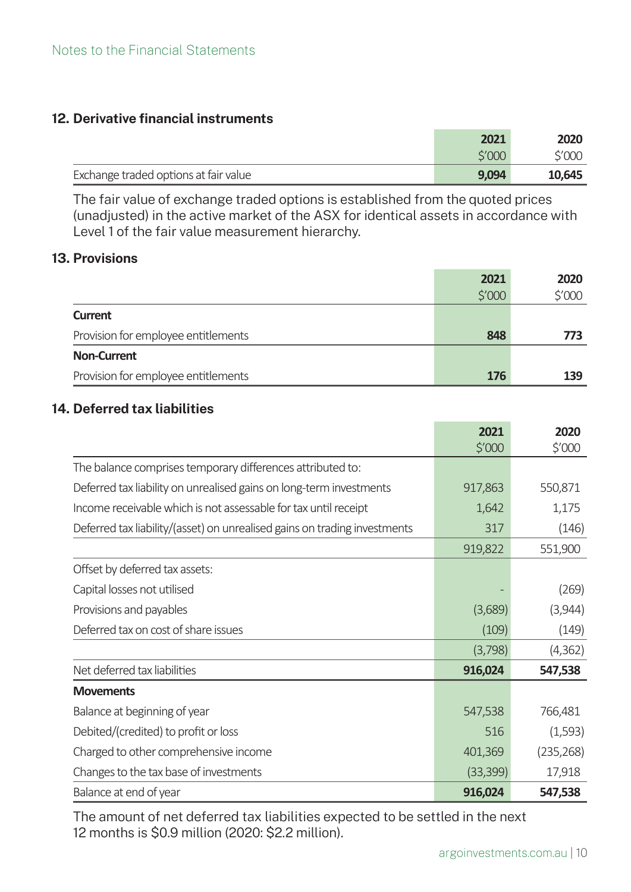## 12. Derivative financial instruments

| | 2021<br>$'000 | 2020<br>$'000 |
|---|---|---|
| Exchange traded options at fair value | **9,094** | **10,645** |

The fair value of exchange traded options is established from the quoted prices (unadjusted) in the active market of the ASX for identical assets in accordance with Level 1 of the fair value measurement hierarchy.

## 13. Provisions

| | 2021<br>$'000 | 2020<br>$'000 |
|---|---|---|
| **Current** | | |
| Provision for employee entitlements | **848** | **773** |
| **Non-Current** | | |
| Provision for employee entitlements | **176** | **139** |

## 14. Deferred tax liabilities

| | 2021<br>$'000 | 2020<br>$'000 |
|---|---|---|
| The balance comprises temporary differences attributed to: | | |
| Deferred tax liability on unrealised gains on long-term investments | 917,863 | 550,871 |
| Income receivable which is not assessable for tax until receipt | 1,642 | 1,175 |
| Deferred tax liability/(asset) on unrealised gains on trading investments | 317 | (146) |
| | 919,822 | 551,900 |
| Offset by deferred tax assets: | | |
| Capital losses not utilised | - | (269) |
| Provisions and payables | (3,689) | (3,944) |
| Deferred tax on cost of share issues | (109) | (149) |
| | (3,798) | (4,362) |
| Net deferred tax liabilities | **916,024** | **547,538** |
| **Movements** | | |
| Balance at beginning of year | 547,538 | 766,481 |
| Debited/(credited) to profit or loss | 516 | (1,593) |
| Charged to other comprehensive income | 401,369 | (235,268) |
| Changes to the tax base of investments | (33,399) | 17,918 |
| Balance at end of year | **916,024** | **547,538** |

The amount of net deferred tax liabilities expected to be settled in the next 12 months is $0.9 million (2020: $2.2 million).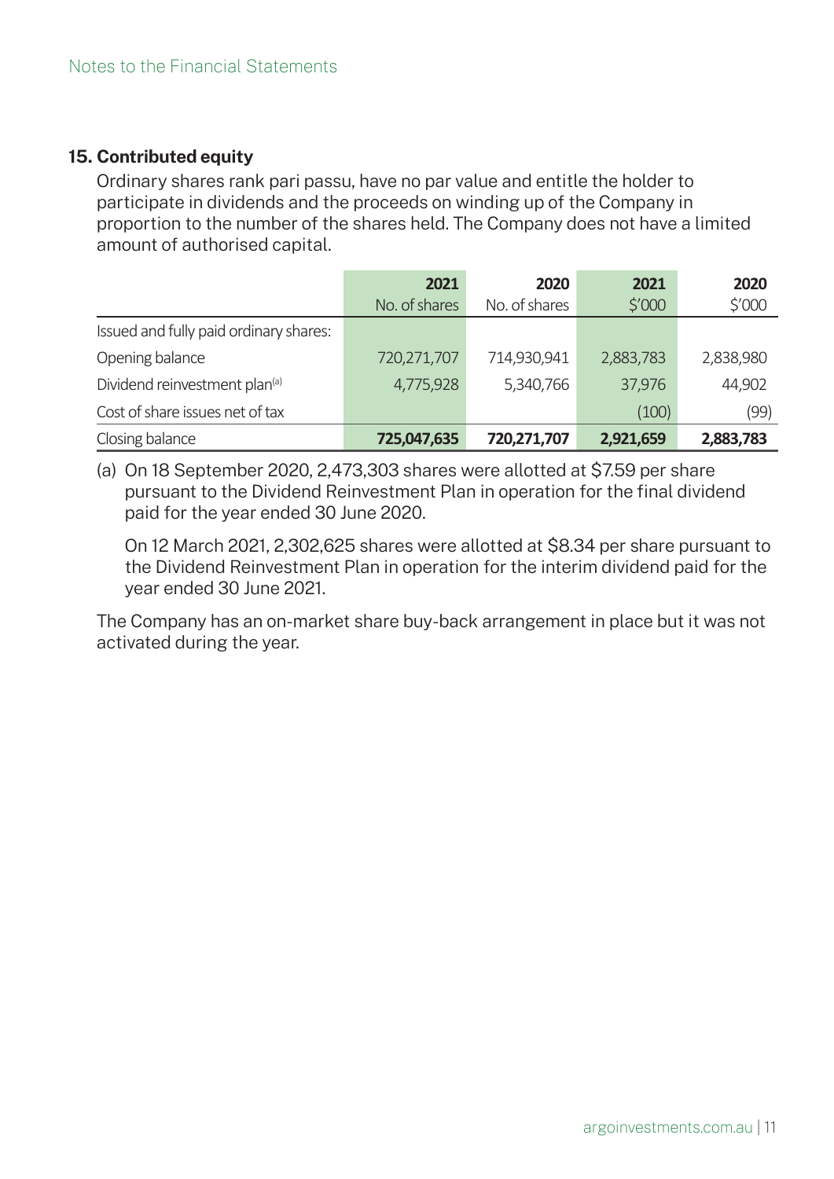## 15. Contributed equity

Ordinary shares rank pari passu, have no par value and entitle the holder to participate in dividends and the proceeds on winding up of the Company in proportion to the number of the shares held. The Company does not have a limited amount of authorised capital.

| | 2021 No. of shares | 2020 No. of shares | 2021 $'000 | 2020 $'000 |
|---|---|---|---|---|
| Issued and fully paid ordinary shares: | | | | |
| Opening balance | 720,271,707 | 714,930,941 | 2,883,783 | 2,838,980 |
| Dividend reinvestment plan[(a)] | 4,775,928 | 5,340,766 | 37,976 | 44,902 |
| Cost of share issues net of tax | | | (100) | (99) |
| Closing balance | **725,047,635** | **720,271,707** | **2,921,659** | **2,883,783** |

(a) On 18 September 2020, 2,473,303 shares were allotted at $7.59 per share pursuant to the Dividend Reinvestment Plan in operation for the final dividend paid for the year ended 30 June 2020.

On 12 March 2021, 2,302,625 shares were allotted at $8.34 per share pursuant to the Dividend Reinvestment Plan in operation for the interim dividend paid for the year ended 30 June 2021.

The Company has an on-market share buy-back arrangement in place but it was not activated during the year.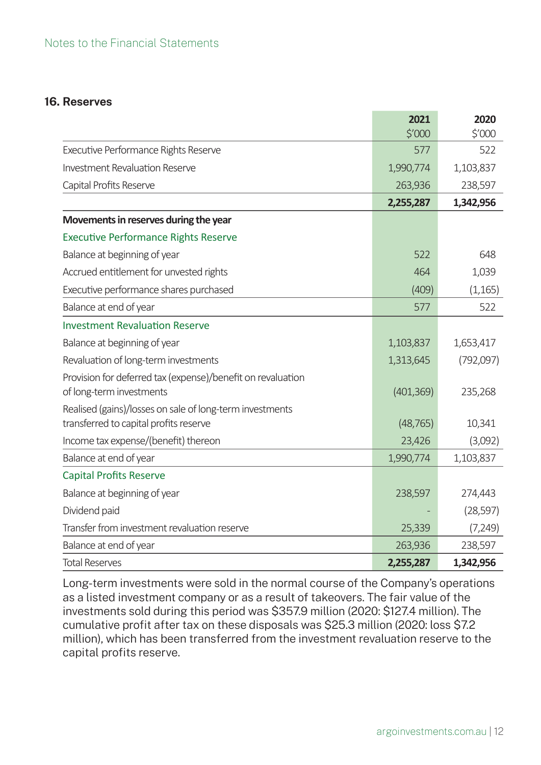Notes to the Financial Statements

## 16. Reserves

| | 2021 $'000 | 2020 $'000 |
|---|---|---|
| Executive Performance Rights Reserve | 577 | 522 |
| Investment Revaluation Reserve | 1,990,774 | 1,103,837 |
| Capital Profits Reserve | 263,936 | 238,597 |
| | **2,255,287** | **1,342,956** |
| **Movements in reserves during the year** | | |
| Executive Performance Rights Reserve | | |
| Balance at beginning of year | 522 | 648 |
| Accrued entitlement for unvested rights | 464 | 1,039 |
| Executive performance shares purchased | (409) | (1,165) |
| Balance at end of year | 577 | 522 |
| Investment Revaluation Reserve | | |
| Balance at beginning of year | 1,103,837 | 1,653,417 |
| Revaluation of long-term investments | 1,313,645 | (792,097) |
| Provision for deferred tax (expense)/benefit on revaluation of long-term investments | (401,369) | 235,268 |
| Realised (gains)/losses on sale of long-term investments transferred to capital profits reserve | (48,765) | 10,341 |
| Income tax expense/(benefit) thereon | 23,426 | (3,092) |
| Balance at end of year | 1,990,774 | 1,103,837 |
| Capital Profits Reserve | | |
| Balance at beginning of year | 238,597 | 274,443 |
| Dividend paid | - | (28,597) |
| Transfer from investment revaluation reserve | 25,339 | (7,249) |
| Balance at end of year | 263,936 | 238,597 |
| Total Reserves | **2,255,287** | **1,342,956** |

Long-term investments were sold in the normal course of the Company's operations as a listed investment company or as a result of takeovers. The fair value of the investments sold during this period was $357.9 million (2020: $127.4 million). The cumulative profit after tax on these disposals was $25.3 million (2020: loss $7.2 million), which has been transferred from the investment revaluation reserve to the capital profits reserve.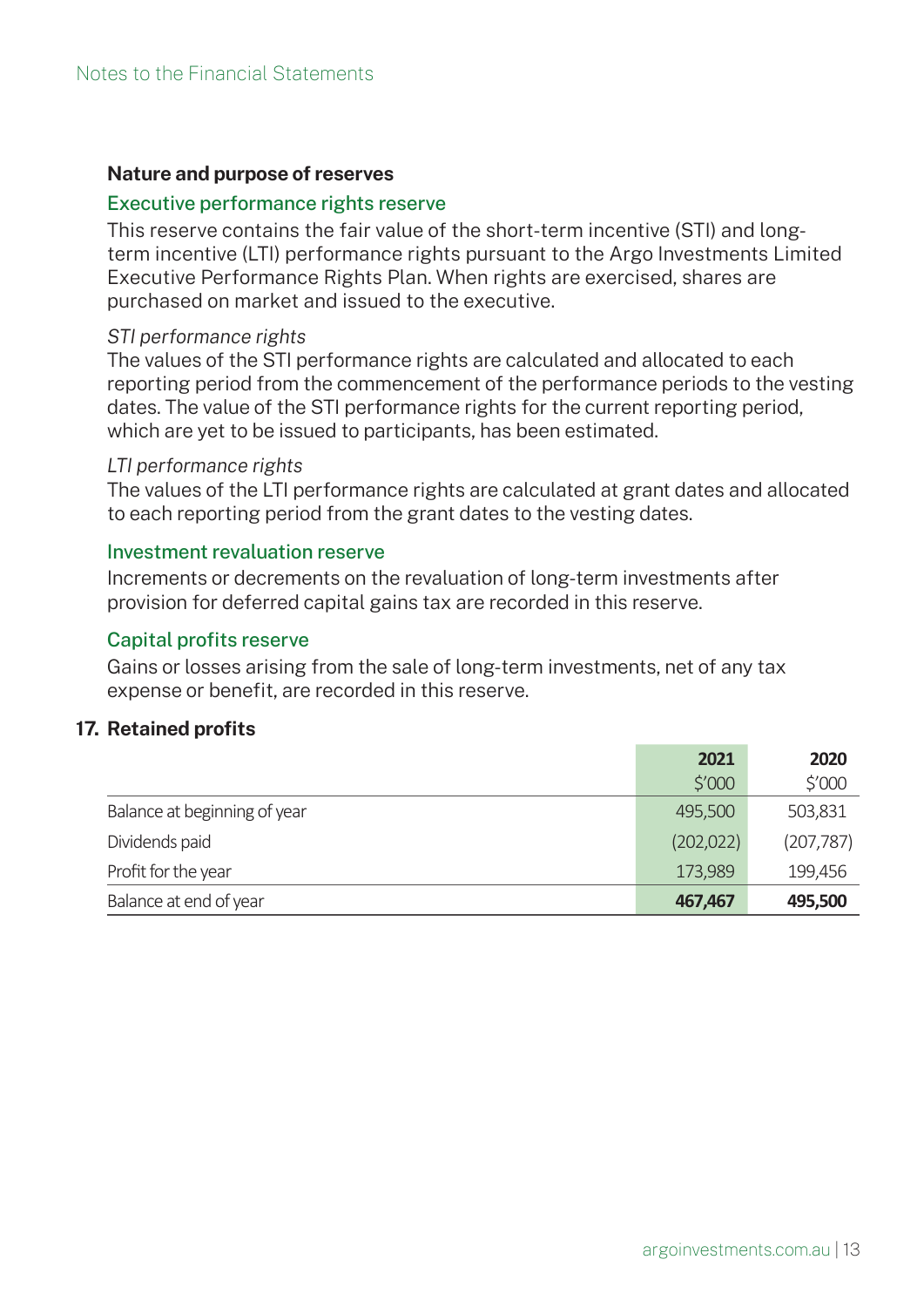### Nature and purpose of reserves

#### Executive performance rights reserve

This reserve contains the fair value of the short-term incentive (STI) and long-term incentive (LTI) performance rights pursuant to the Argo Investments Limited Executive Performance Rights Plan. When rights are exercised, shares are purchased on market and issued to the executive.

*STI performance rights*

The values of the STI performance rights are calculated and allocated to each reporting period from the commencement of the performance periods to the vesting dates. The value of the STI performance rights for the current reporting period, which are yet to be issued to participants, has been estimated.

*LTI performance rights*

The values of the LTI performance rights are calculated at grant dates and allocated to each reporting period from the grant dates to the vesting dates.

#### Investment revaluation reserve

Increments or decrements on the revaluation of long-term investments after provision for deferred capital gains tax are recorded in this reserve.

#### Capital profits reserve

Gains or losses arising from the sale of long-term investments, net of any tax expense or benefit, are recorded in this reserve.

## 17. Retained profits

| | 2021<br>$'000 | 2020<br>$'000 |
|---|---|---|
| Balance at beginning of year | 495,500 | 503,831 |
| Dividends paid | (202,022) | (207,787) |
| Profit for the year | 173,989 | 199,456 |
| Balance at end of year | **467,467** | **495,500** |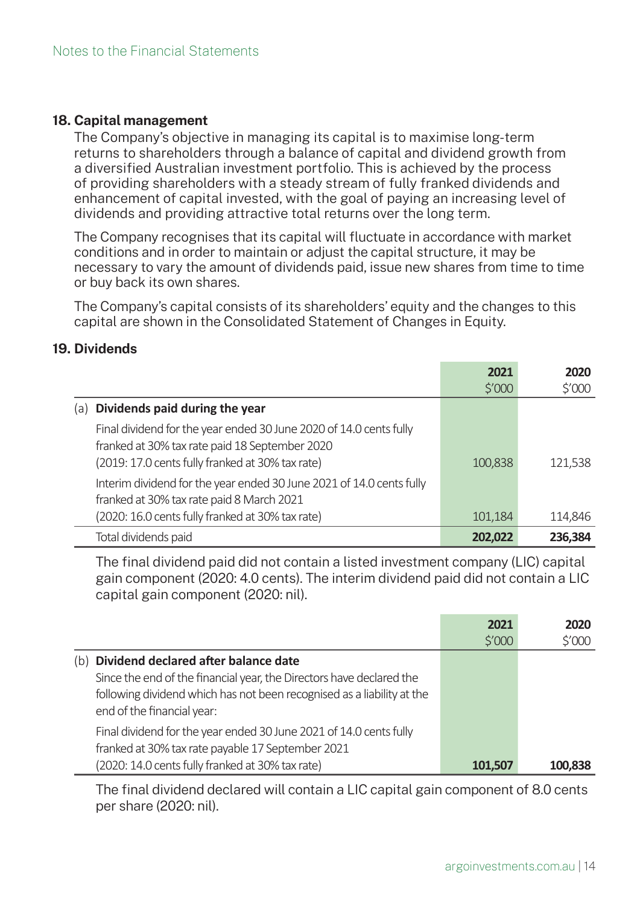## 18. Capital management

The Company's objective in managing its capital is to maximise long-term returns to shareholders through a balance of capital and dividend growth from a diversified Australian investment portfolio. This is achieved by the process of providing shareholders with a steady stream of fully franked dividends and enhancement of capital invested, with the goal of paying an increasing level of dividends and providing attractive total returns over the long term.

The Company recognises that its capital will fluctuate in accordance with market conditions and in order to maintain or adjust the capital structure, it may be necessary to vary the amount of dividends paid, issue new shares from time to time or buy back its own shares.

The Company's capital consists of its shareholders' equity and the changes to this capital are shown in the Consolidated Statement of Changes in Equity.

## 19. Dividends

| | 2021 $'000 | 2020 $'000 |
|---|---|---|
| (a) **Dividends paid during the year** | | |
| Final dividend for the year ended 30 June 2020 of 14.0 cents fully franked at 30% tax rate paid 18 September 2020 (2019: 17.0 cents fully franked at 30% tax rate) | 100,838 | 121,538 |
| Interim dividend for the year ended 30 June 2021 of 14.0 cents fully franked at 30% tax rate paid 8 March 2021 (2020: 16.0 cents fully franked at 30% tax rate) | 101,184 | 114,846 |
| Total dividends paid | **202,022** | **236,384** |

The final dividend paid did not contain a listed investment company (LIC) capital gain component (2020: 4.0 cents). The interim dividend paid did not contain a LIC capital gain component (2020: nil).

| | 2021 $'000 | 2020 $'000 |
|---|---|---|
| (b) **Dividend declared after balance date** | | |
| Since the end of the financial year, the Directors have declared the following dividend which has not been recognised as a liability at the end of the financial year: | | |
| Final dividend for the year ended 30 June 2021 of 14.0 cents fully franked at 30% tax rate payable 17 September 2021 (2020: 14.0 cents fully franked at 30% tax rate) | **101,507** | **100,838** |

The final dividend declared will contain a LIC capital gain component of 8.0 cents per share (2020: nil).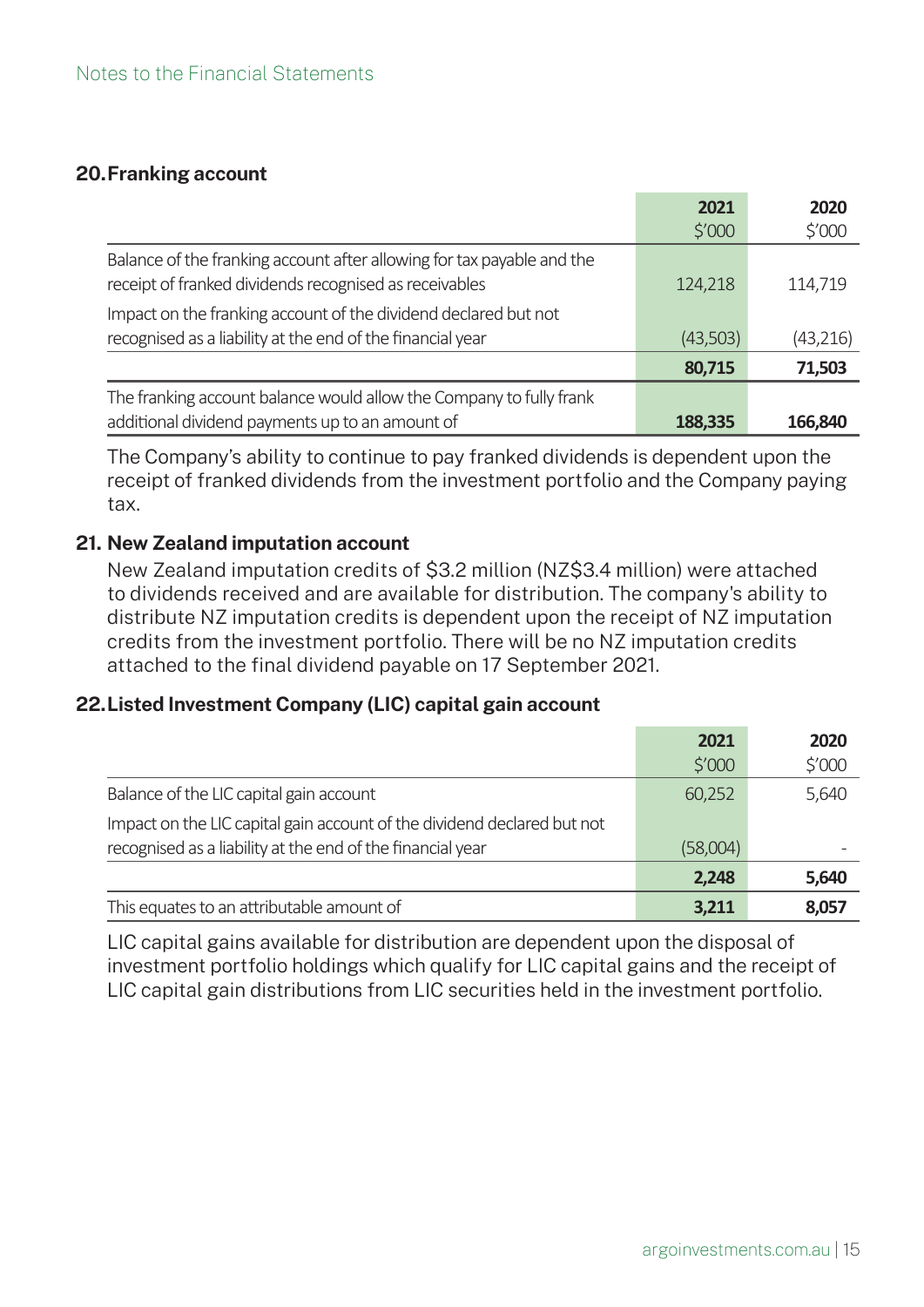Notes to the Financial Statements

## 20. Franking account

| | 2021 $'000 | 2020 $'000 |
|---|---|---|
| Balance of the franking account after allowing for tax payable and the receipt of franked dividends recognised as receivables | 124,218 | 114,719 |
| Impact on the franking account of the dividend declared but not recognised as a liability at the end of the financial year | (43,503) | (43,216) |
| | **80,715** | **71,503** |
| The franking account balance would allow the Company to fully frank additional dividend payments up to an amount of | **188,335** | **166,840** |

The Company's ability to continue to pay franked dividends is dependent upon the receipt of franked dividends from the investment portfolio and the Company paying tax.

## 21. New Zealand imputation account

New Zealand imputation credits of $3.2 million (NZ$3.4 million) were attached to dividends received and are available for distribution. The company's ability to distribute NZ imputation credits is dependent upon the receipt of NZ imputation credits from the investment portfolio. There will be no NZ imputation credits attached to the final dividend payable on 17 September 2021.

## 22. Listed Investment Company (LIC) capital gain account

| | 2021 $'000 | 2020 $'000 |
|---|---|---|
| Balance of the LIC capital gain account | 60,252 | 5,640 |
| Impact on the LIC capital gain account of the dividend declared but not recognised as a liability at the end of the financial year | (58,004) | - |
| | **2,248** | **5,640** |
| This equates to an attributable amount of | **3,211** | **8,057** |

LIC capital gains available for distribution are dependent upon the disposal of investment portfolio holdings which qualify for LIC capital gains and the receipt of LIC capital gain distributions from LIC securities held in the investment portfolio.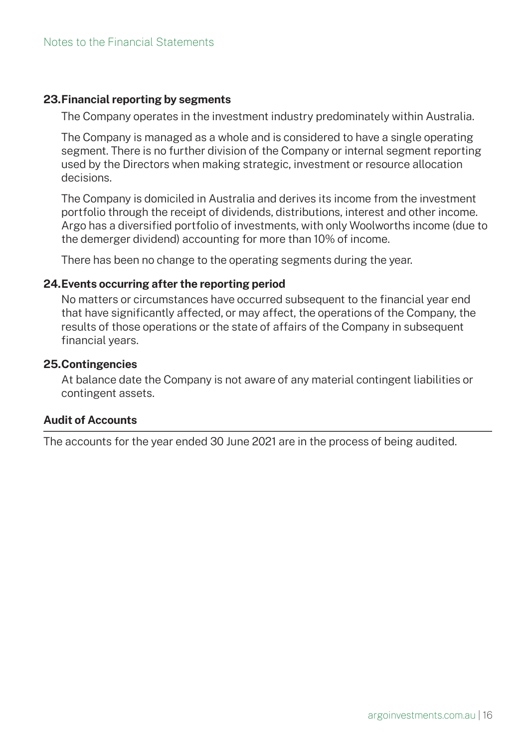## 23. Financial reporting by segments

The Company operates in the investment industry predominately within Australia.

The Company is managed as a whole and is considered to have a single operating segment. There is no further division of the Company or internal segment reporting used by the Directors when making strategic, investment or resource allocation decisions.

The Company is domiciled in Australia and derives its income from the investment portfolio through the receipt of dividends, distributions, interest and other income. Argo has a diversified portfolio of investments, with only Woolworths income (due to the demerger dividend) accounting for more than 10% of income.

There has been no change to the operating segments during the year.

## 24. Events occurring after the reporting period

No matters or circumstances have occurred subsequent to the financial year end that have significantly affected, or may affect, the operations of the Company, the results of those operations or the state of affairs of the Company in subsequent financial years.

## 25. Contingencies

At balance date the Company is not aware of any material contingent liabilities or contingent assets.

## Audit of Accounts

The accounts for the year ended 30 June 2021 are in the process of being audited.